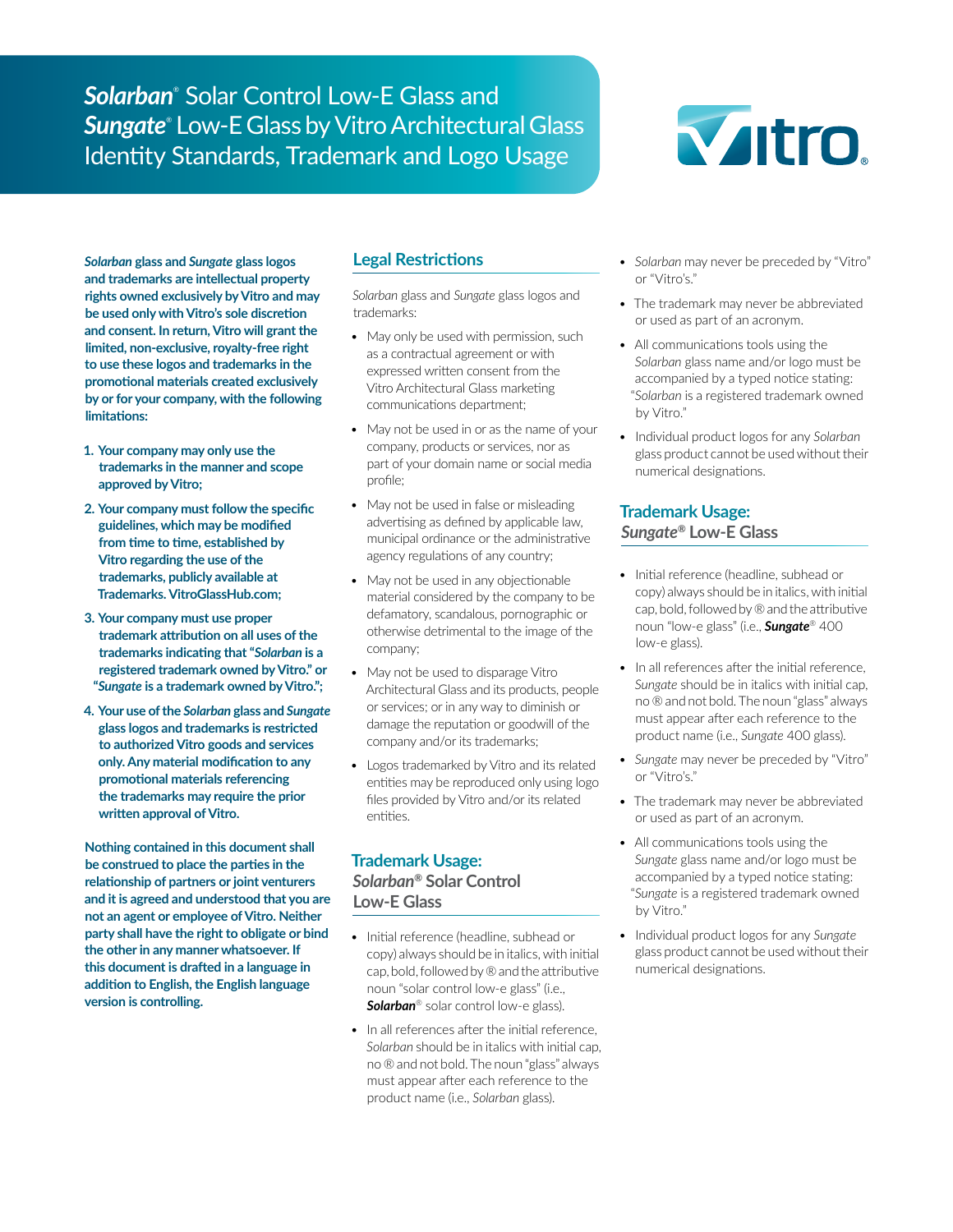# ***Solarban*®** Solar Control Low-E Glass and ***Sungate*®** Low-E Glass by Vitro Architectural Glass Identity Standards, Trademark and Logo Usage

***Solarban*** **glass and** ***Sungate*** **glass logos and trademarks are intellectual property rights owned exclusively by Vitro and may be used only with Vitro's sole discretion and consent. In return, Vitro will grant the limited, non-exclusive, royalty-free right to use these logos and trademarks in the promotional materials created exclusively by or for your company, with the following limitations:**

1. **Your company may only use the trademarks in the manner and scope approved by Vitro;**
2. **Your company must follow the specific guidelines, which may be modified from time to time, established by Vitro regarding the use of the trademarks, publicly available at Trademarks. VitroGlassHub.com;**
3. **Your company must use proper trademark attribution on all uses of the trademarks indicating that "*Solarban* is a registered trademark owned by Vitro." or "*Sungate* is a trademark owned by Vitro.";**
4. **Your use of the *Solarban* glass and *Sungate* glass logos and trademarks is restricted to authorized Vitro goods and services only. Any material modification to any promotional materials referencing the trademarks may require the prior written approval of Vitro.**

**Nothing contained in this document shall be construed to place the parties in the relationship of partners or joint venturers and it is agreed and understood that you are not an agent or employee of Vitro. Neither party shall have the right to obligate or bind the other in any manner whatsoever. If this document is drafted in a language in addition to English, the English language version is controlling.**

## Legal Restrictions

*Solarban* glass and *Sungate* glass logos and trademarks:

- May only be used with permission, such as a contractual agreement or with expressed written consent from the Vitro Architectural Glass marketing communications department;
- May not be used in or as the name of your company, products or services, nor as part of your domain name or social media profile;
- May not be used in false or misleading advertising as defined by applicable law, municipal ordinance or the administrative agency regulations of any country;
- May not be used in any objectionable material considered by the company to be defamatory, scandalous, pornographic or otherwise detrimental to the image of the company;
- May not be used to disparage Vitro Architectural Glass and its products, people or services; or in any way to diminish or damage the reputation or goodwill of the company and/or its trademarks;
- Logos trademarked by Vitro and its related entities may be reproduced only using logo files provided by Vitro and/or its related entities.

## Trademark Usage: *Solarban*® Solar Control Low-E Glass

- Initial reference (headline, subhead or copy) always should be in italics, with initial cap, bold, followed by ® and the attributive noun "solar control low-e glass" (i.e., ***Solarban*®** solar control low-e glass).
- In all references after the initial reference, *Solarban* should be in italics with initial cap, no ® and not bold. The noun "glass" always must appear after each reference to the product name (i.e., *Solarban* glass).
- *Solarban* may never be preceded by "Vitro" or "Vitro's."
- The trademark may never be abbreviated or used as part of an acronym.
- All communications tools using the *Solarban* glass name and/or logo must be accompanied by a typed notice stating: "*Solarban* is a registered trademark owned by Vitro."
- Individual product logos for any *Solarban* glass product cannot be used without their numerical designations.

## Trademark Usage: *Sungate*® Low-E Glass

- Initial reference (headline, subhead or copy) always should be in italics, with initial cap, bold, followed by ® and the attributive noun "low-e glass" (i.e., ***Sungate*®** 400 low-e glass).
- In all references after the initial reference, *Sungate* should be in italics with initial cap, no ® and not bold. The noun "glass" always must appear after each reference to the product name (i.e., *Sungate* 400 glass).
- *Sungate* may never be preceded by "Vitro" or "Vitro's."
- The trademark may never be abbreviated or used as part of an acronym.
- All communications tools using the *Sungate* glass name and/or logo must be accompanied by a typed notice stating: "*Sungate* is a registered trademark owned by Vitro."
- Individual product logos for any *Sungate* glass product cannot be used without their numerical designations.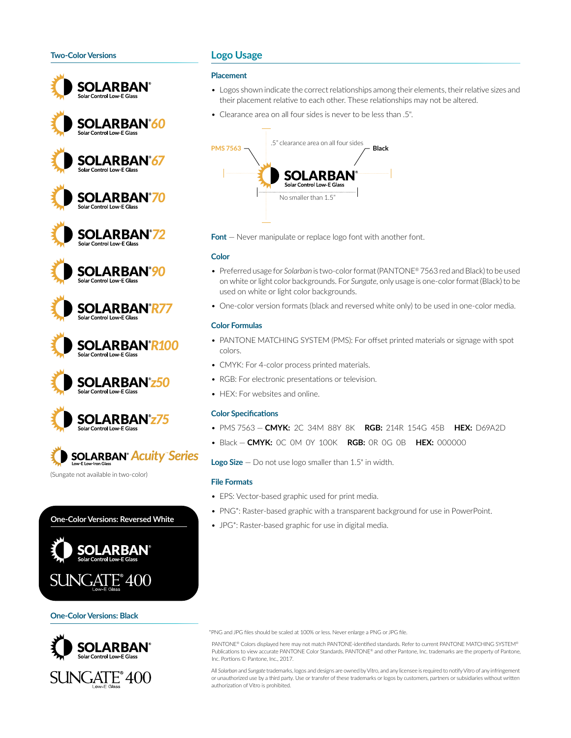## Two-Color Versions

SOLARBAN® Solar Control Low-E Glass

SOLARBAN® 60 Solar Control Low-E Glass

SOLARBAN® 67 Solar Control Low-E Glass

SOLARBAN® 70 Solar Control Low-E Glass

SOLARBAN® 72 Solar Control Low-E Glass

SOLARBAN® 90 Solar Control Low-E Glass

SOLARBAN® R77 Solar Control Low-E Glass

SOLARBAN® R100 Solar Control Low-E Glass

SOLARBAN® z50 Solar Control Low-E Glass

SOLARBAN® z75 Solar Control Low-E Glass

SOLARBAN® Acuity™ Series Low-E Low-Iron Glass

(Sungate not available in two-color)

## One-Color Versions: Reversed White

SOLARBAN® Solar Control Low-E Glass

SUNGATE® 400 Low-E Glass

## One-Color Versions: Black

SOLARBAN® Solar Control Low-E Glass

SUNGATE® 400 Low-E Glass

## Logo Usage

### Placement

- Logos shown indicate the correct relationships among their elements, their relative sizes and their placement relative to each other. These relationships may not be altered.
- Clearance area on all four sides is never to be less than .5".

PMS 7563

.5" clearance area on all four sides

Black

SOLARBAN® Solar Control Low-E Glass

No smaller than 1.5"

**Font** — Never manipulate or replace logo font with another font.

### Color

- Preferred usage for *Solarban* is two-color format (PANTONE® 7563 red and Black) to be used on white or light color backgrounds. For *Sungate*, only usage is one-color format (Black) to be used on white or light color backgrounds.
- One-color version formats (black and reversed white only) to be used in one-color media.

### Color Formulas

- PANTONE MATCHING SYSTEM (PMS): For offset printed materials or signage with spot colors.
- CMYK: For 4-color process printed materials.
- RGB: For electronic presentations or television.
- HEX: For websites and online.

### Color Specifications

- PMS 7563 — **CMYK:** 2C 34M 88Y 8K **RGB:** 214R 154G 45B **HEX:** D69A2D
- Black — **CMYK:** 0C 0M 0Y 100K **RGB:** 0R 0G 0B **HEX:** 000000

**Logo Size** — Do not use logo smaller than 1.5" in width.

### File Formats

- EPS: Vector-based graphic used for print media.
- PNG*: Raster-based graphic with a transparent background for use in PowerPoint.
- JPG*: Raster-based graphic for use in digital media.

*PNG and JPG files should be scaled at 100% or less. Never enlarge a PNG or JPG file.

PANTONE® Colors displayed here may not match PANTONE-identified standards. Refer to current PANTONE MATCHING SYSTEM® Publications to view accurate PANTONE Color Standards. PANTONE® and other Pantone, Inc. trademarks are the property of Pantone, Inc. Portions © Pantone, Inc., 2017.

All *Solarban* and *Sungate* trademarks, logos and designs are owned by Vitro, and any licensee is required to notify Vitro of any infringement or unauthorized use by a third party. Use or transfer of these trademarks or logos by customers, partners or subsidiaries without written authorization of Vitro is prohibited.